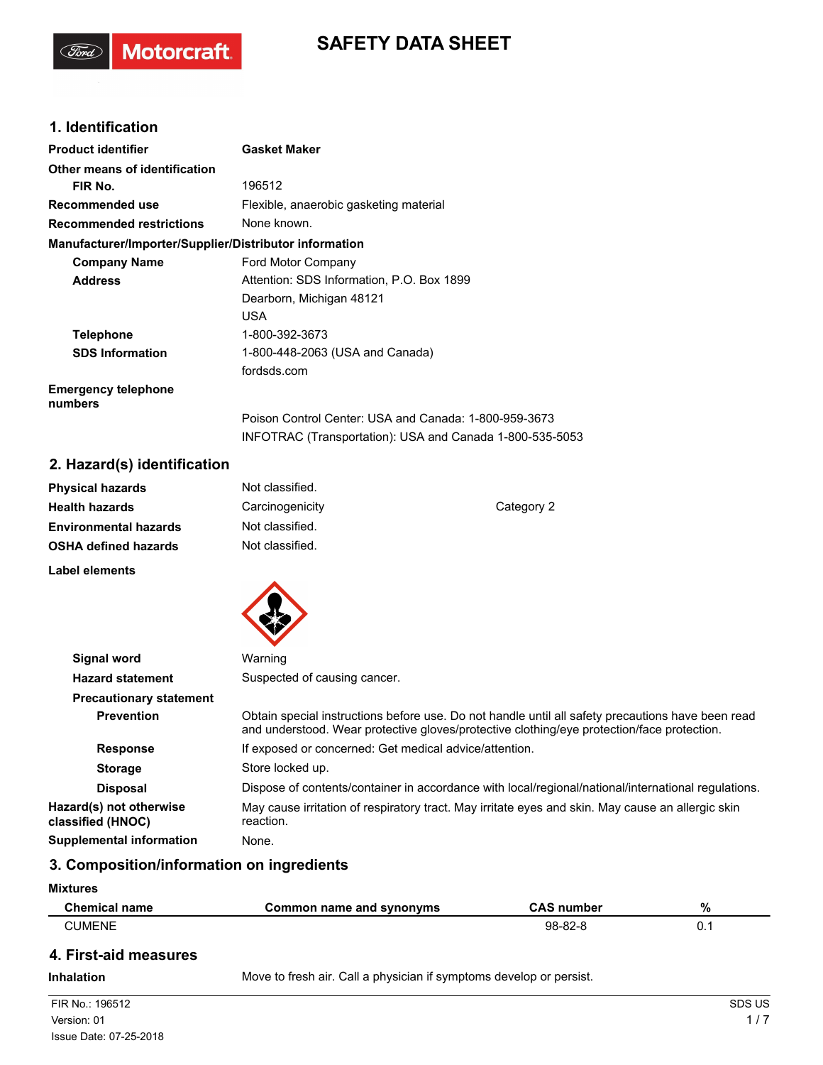# SAFETY DATA SHEET

## 1. Identification

| | |
|---|---|
| **Product identifier** | **Gasket Maker** |
| **Other means of identification** | |
| **FIR No.** | 196512 |
| **Recommended use** | Flexible, anaerobic gasketing material |
| **Recommended restrictions** | None known. |

**Manufacturer/Importer/Supplier/Distributor information**

| | |
|---|---|
| **Company Name** | Ford Motor Company |
| **Address** | Attention: SDS Information, P.O. Box 1899<br>Dearborn, Michigan 48121<br>USA |
| **Telephone** | 1-800-392-3673 |
| **SDS Information** | 1-800-448-2063 (USA and Canada)<br>fordsds.com |
| **Emergency telephone numbers** | Poison Control Center: USA and Canada: 1-800-959-3673<br>INFOTRAC (Transportation): USA and Canada 1-800-535-5053 |

## 2. Hazard(s) identification

| | | |
|---|---|---|
| **Physical hazards** | Not classified. | |
| **Health hazards** | Carcinogenicity | Category 2 |
| **Environmental hazards** | Not classified. | |
| **OSHA defined hazards** | Not classified. | |

**Label elements**

| | |
|---|---|
| **Signal word** | Warning |
| **Hazard statement** | Suspected of causing cancer. |
| **Precautionary statement** | |
| **Prevention** | Obtain special instructions before use. Do not handle until all safety precautions have been read and understood. Wear protective gloves/protective clothing/eye protection/face protection. |
| **Response** | If exposed or concerned: Get medical advice/attention. |
| **Storage** | Store locked up. |
| **Disposal** | Dispose of contents/container in accordance with local/regional/national/international regulations. |
| **Hazard(s) not otherwise classified (HNOC)** | May cause irritation of respiratory tract. May irritate eyes and skin. May cause an allergic skin reaction. |
| **Supplemental information** | None. |

## 3. Composition/information on ingredients

**Mixtures**

| Chemical name | Common name and synonyms | CAS number | % |
|---|---|---|---|
| CUMENE | | 98-82-8 | 0.1 |

## 4. First-aid measures

| | |
|---|---|
| **Inhalation** | Move to fresh air. Call a physician if symptoms develop or persist. |

FIR No.: 196512
Version: 01
Issue Date: 07-25-2018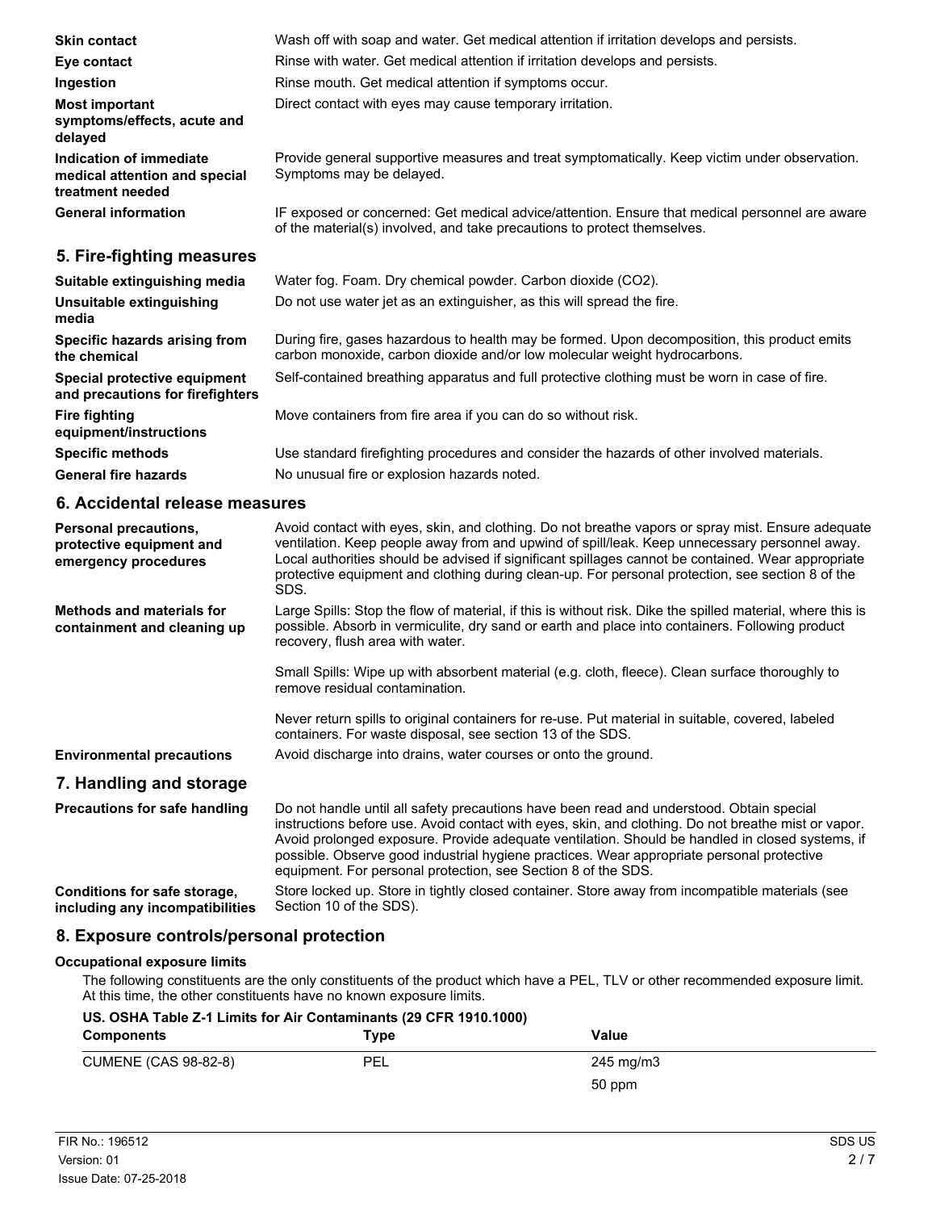| | |
|---|---|
| **Skin contact** | Wash off with soap and water. Get medical attention if irritation develops and persists. |
| **Eye contact** | Rinse with water. Get medical attention if irritation develops and persists. |
| **Ingestion** | Rinse mouth. Get medical attention if symptoms occur. |
| **Most important symptoms/effects, acute and delayed** | Direct contact with eyes may cause temporary irritation. |
| **Indication of immediate medical attention and special treatment needed** | Provide general supportive measures and treat symptomatically. Keep victim under observation. Symptoms may be delayed. |
| **General information** | IF exposed or concerned: Get medical advice/attention. Ensure that medical personnel are aware of the material(s) involved, and take precautions to protect themselves. |

## 5. Fire-fighting measures

| | |
|---|---|
| **Suitable extinguishing media** | Water fog. Foam. Dry chemical powder. Carbon dioxide ($CO_2$). |
| **Unsuitable extinguishing media** | Do not use water jet as an extinguisher, as this will spread the fire. |
| **Specific hazards arising from the chemical** | During fire, gases hazardous to health may be formed. Upon decomposition, this product emits carbon monoxide, carbon dioxide and/or low molecular weight hydrocarbons. |
| **Special protective equipment and precautions for firefighters** | Self-contained breathing apparatus and full protective clothing must be worn in case of fire. |
| **Fire fighting equipment/instructions** | Move containers from fire area if you can do so without risk. |
| **Specific methods** | Use standard firefighting procedures and consider the hazards of other involved materials. |
| **General fire hazards** | No unusual fire or explosion hazards noted. |

## 6. Accidental release measures

| | |
|---|---|
| **Personal precautions, protective equipment and emergency procedures** | Avoid contact with eyes, skin, and clothing. Do not breathe vapors or spray mist. Ensure adequate ventilation. Keep people away from and upwind of spill/leak. Keep unnecessary personnel away. Local authorities should be advised if significant spillages cannot be contained. Wear appropriate protective equipment and clothing during clean-up. For personal protection, see section 8 of the SDS. |
| **Methods and materials for containment and cleaning up** | Large Spills: Stop the flow of material, if this is without risk. Dike the spilled material, where this is possible. Absorb in vermiculite, dry sand or earth and place into containers. Following product recovery, flush area with water.<br><br>Small Spills: Wipe up with absorbent material (e.g. cloth, fleece). Clean surface thoroughly to remove residual contamination.<br><br>Never return spills to original containers for re-use. Put material in suitable, covered, labeled containers. For waste disposal, see section 13 of the SDS. |
| **Environmental precautions** | Avoid discharge into drains, water courses or onto the ground. |

## 7. Handling and storage

| | |
|---|---|
| **Precautions for safe handling** | Do not handle until all safety precautions have been read and understood. Obtain special instructions before use. Avoid contact with eyes, skin, and clothing. Do not breathe mist or vapor. Avoid prolonged exposure. Provide adequate ventilation. Should be handled in closed systems, if possible. Observe good industrial hygiene practices. Wear appropriate personal protective equipment. For personal protection, see Section 8 of the SDS. |
| **Conditions for safe storage, including any incompatibilities** | Store locked up. Store in tightly closed container. Store away from incompatible materials (see Section 10 of the SDS). |

## 8. Exposure controls/personal protection

### Occupational exposure limits

The following constituents are the only constituents of the product which have a PEL, TLV or other recommended exposure limit. At this time, the other constituents have no known exposure limits.

**US. OSHA Table Z-1 Limits for Air Contaminants (29 CFR 1910.1000)**

| Components | Type | Value |
|---|---|---|
| CUMENE (CAS 98-82-8) | PEL | 245 mg/m3 |
| | | 50 ppm |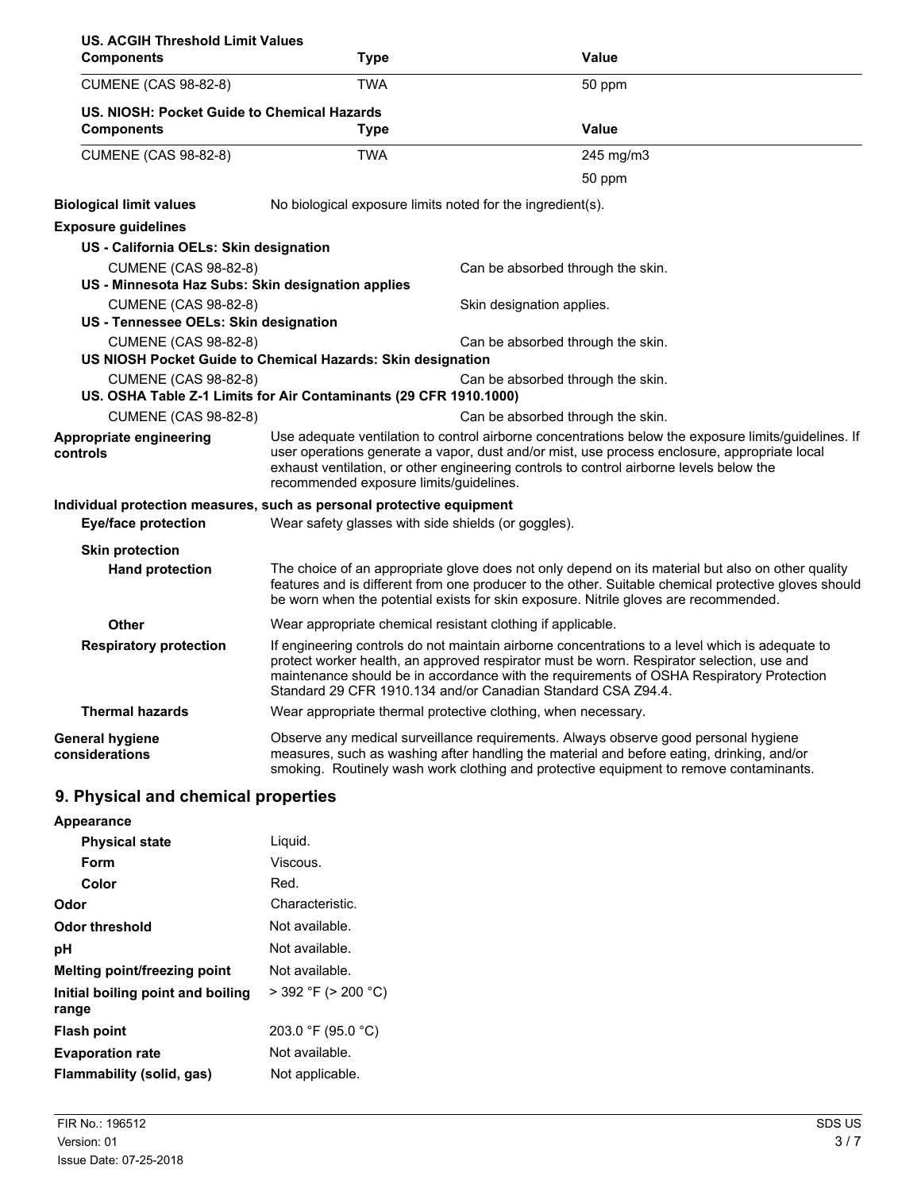**US. ACGIH Threshold Limit Values**

| Components | Type | Value |
|---|---|---|
| CUMENE (CAS 98-82-8) | TWA | 50 ppm |

**US. NIOSH: Pocket Guide to Chemical Hazards**

| Components | Type | Value |
|---|---|---|
| CUMENE (CAS 98-82-8) | TWA | 245 mg/m3 |
| | | 50 ppm |

**Biological limit values** No biological exposure limits noted for the ingredient(s).

**Exposure guidelines**

**US - California OELs: Skin designation**

CUMENE (CAS 98-82-8) Can be absorbed through the skin.

**US - Minnesota Haz Subs: Skin designation applies**

CUMENE (CAS 98-82-8) Skin designation applies.

**US - Tennessee OELs: Skin designation**

CUMENE (CAS 98-82-8) Can be absorbed through the skin.

**US NIOSH Pocket Guide to Chemical Hazards: Skin designation**

CUMENE (CAS 98-82-8) Can be absorbed through the skin.

**US. OSHA Table Z-1 Limits for Air Contaminants (29 CFR 1910.1000)**

CUMENE (CAS 98-82-8) Can be absorbed through the skin.

**Appropriate engineering controls** Use adequate ventilation to control airborne concentrations below the exposure limits/guidelines. If user operations generate a vapor, dust and/or mist, use process enclosure, appropriate local exhaust ventilation, or other engineering controls to control airborne levels below the recommended exposure limits/guidelines.

**Individual protection measures, such as personal protective equipment**

**Eye/face protection** Wear safety glasses with side shields (or goggles).

**Skin protection**

**Hand protection** The choice of an appropriate glove does not only depend on its material but also on other quality features and is different from one producer to the other. Suitable chemical protective gloves should be worn when the potential exists for skin exposure. Nitrile gloves are recommended.

**Other** Wear appropriate chemical resistant clothing if applicable.

**Respiratory protection** If engineering controls do not maintain airborne concentrations to a level which is adequate to protect worker health, an approved respirator must be worn. Respirator selection, use and maintenance should be in accordance with the requirements of OSHA Respiratory Protection Standard 29 CFR 1910.134 and/or Canadian Standard CSA Z94.4.

**Thermal hazards** Wear appropriate thermal protective clothing, when necessary.

**General hygiene considerations** Observe any medical surveillance requirements. Always observe good personal hygiene measures, such as washing after handling the material and before eating, drinking, and/or smoking. Routinely wash work clothing and protective equipment to remove contaminants.

## 9. Physical and chemical properties

**Appearance**

**Physical state** Liquid.

**Form** Viscous.

**Color** Red.

**Odor** Characteristic.

**Odor threshold** Not available.

**pH** Not available.

**Melting point/freezing point** Not available.

**Initial boiling point and boiling range** > 392 °F (> 200 °C)

**Flash point** 203.0 °F (95.0 °C)

**Evaporation rate** Not available.

**Flammability (solid, gas)** Not applicable.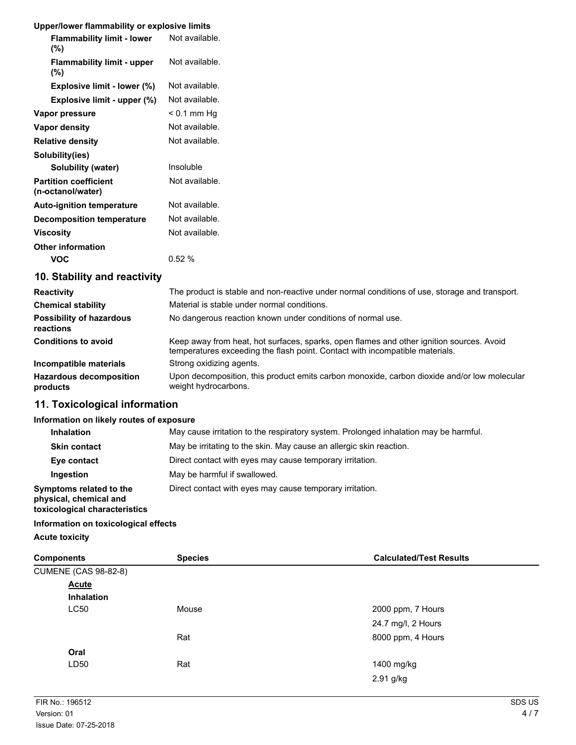**Upper/lower flammability or explosive limits**

| | |
|---|---|
| **Flammability limit - lower (%)** | Not available. |
| **Flammability limit - upper (%)** | Not available. |
| **Explosive limit - lower (%)** | Not available. |
| **Explosive limit - upper (%)** | Not available. |
| **Vapor pressure** | < 0.1 mm Hg |
| **Vapor density** | Not available. |
| **Relative density** | Not available. |
| **Solubility(ies)** | |
| **Solubility (water)** | Insoluble |
| **Partition coefficient (n-octanol/water)** | Not available. |
| **Auto-ignition temperature** | Not available. |
| **Decomposition temperature** | Not available. |
| **Viscosity** | Not available. |
| **Other information** | |
| **VOC** | 0.52 % |

## 10. Stability and reactivity

| | |
|---|---|
| **Reactivity** | The product is stable and non-reactive under normal conditions of use, storage and transport. |
| **Chemical stability** | Material is stable under normal conditions. |
| **Possibility of hazardous reactions** | No dangerous reaction known under conditions of normal use. |
| **Conditions to avoid** | Keep away from heat, hot surfaces, sparks, open flames and other ignition sources. Avoid temperatures exceeding the flash point. Contact with incompatible materials. |
| **Incompatible materials** | Strong oxidizing agents. |
| **Hazardous decomposition products** | Upon decomposition, this product emits carbon monoxide, carbon dioxide and/or low molecular weight hydrocarbons. |

## 11. Toxicological information

**Information on likely routes of exposure**

| | |
|---|---|
| **Inhalation** | May cause irritation to the respiratory system. Prolonged inhalation may be harmful. |
| **Skin contact** | May be irritating to the skin. May cause an allergic skin reaction. |
| **Eye contact** | Direct contact with eyes may cause temporary irritation. |
| **Ingestion** | May be harmful if swallowed. |
| **Symptoms related to the physical, chemical and toxicological characteristics** | Direct contact with eyes may cause temporary irritation. |

**Information on toxicological effects**

**Acute toxicity**

| Components | Species | Calculated/Test Results |
|---|---|---|
| CUMENE (CAS 98-82-8) | | |
| **Acute** | | |
| **Inhalation** | | |
| LC50 | Mouse | 2000 ppm, 7 Hours |
| | | 24.7 mg/l, 2 Hours |
| | Rat | 8000 ppm, 4 Hours |
| **Oral** | | |
| LD50 | Rat | 1400 mg/kg |
| | | 2.91 g/kg |

FIR No.: 196512
Version: 01
Issue Date: 07-25-2018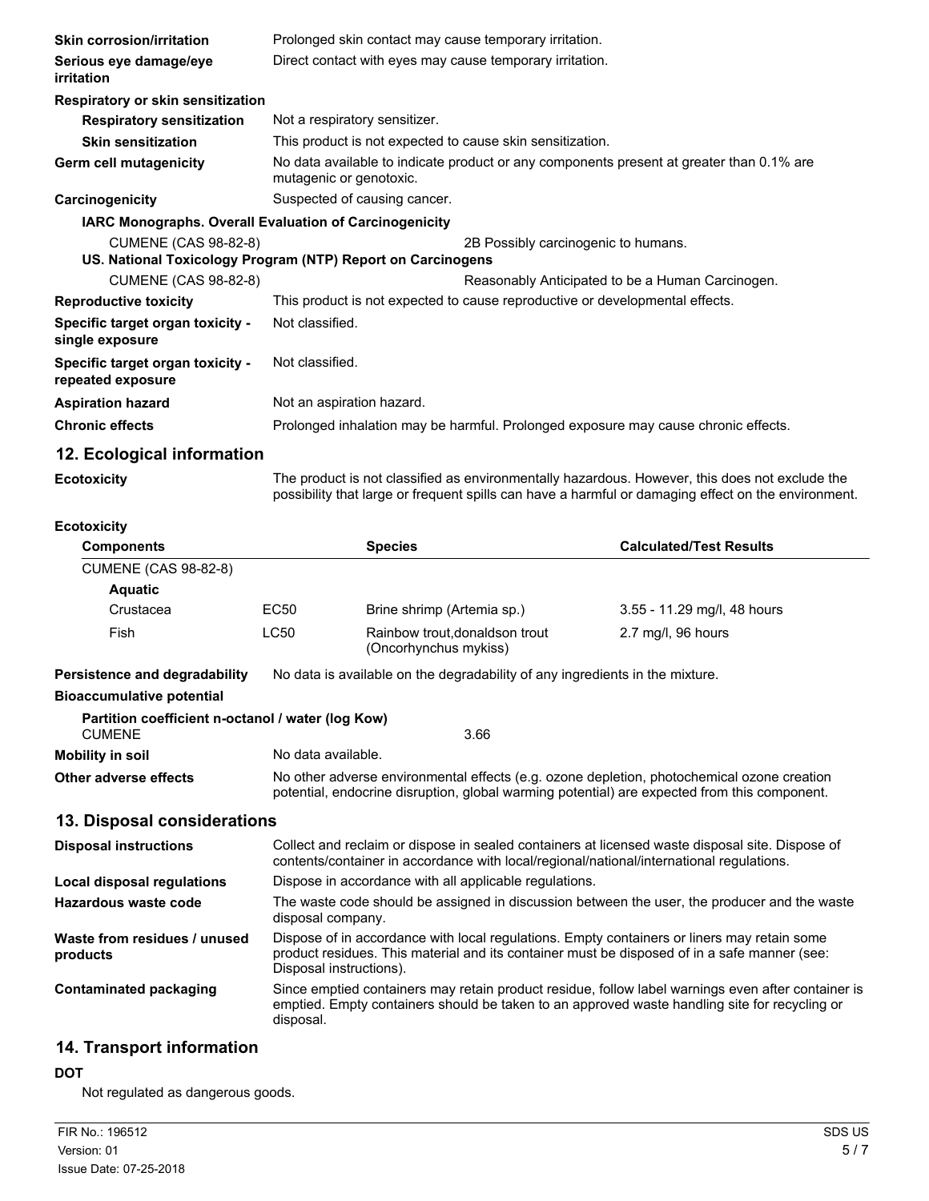| | |
|---|---|
| **Skin corrosion/irritation** | Prolonged skin contact may cause temporary irritation. |
| **Serious eye damage/eye irritation** | Direct contact with eyes may cause temporary irritation. |

**Respiratory or skin sensitization**

| | |
|---|---|
| **Respiratory sensitization** | Not a respiratory sensitizer. |
| **Skin sensitization** | This product is not expected to cause skin sensitization. |
| **Germ cell mutagenicity** | No data available to indicate product or any components present at greater than 0.1% are mutagenic or genotoxic. |
| **Carcinogenicity** | Suspected of causing cancer. |

**IARC Monographs. Overall Evaluation of Carcinogenicity**

| | |
|---|---|
| CUMENE (CAS 98-82-8) | 2B Possibly carcinogenic to humans. |

**US. National Toxicology Program (NTP) Report on Carcinogens**

| | |
|---|---|
| CUMENE (CAS 98-82-8) | Reasonably Anticipated to be a Human Carcinogen. |

| | |
|---|---|
| **Reproductive toxicity** | This product is not expected to cause reproductive or developmental effects. |
| **Specific target organ toxicity - single exposure** | Not classified. |
| **Specific target organ toxicity - repeated exposure** | Not classified. |
| **Aspiration hazard** | Not an aspiration hazard. |
| **Chronic effects** | Prolonged inhalation may be harmful. Prolonged exposure may cause chronic effects. |

## 12. Ecological information

**Ecotoxicity** The product is not classified as environmentally hazardous. However, this does not exclude the possibility that large or frequent spills can have a harmful or damaging effect on the environment.

**Ecotoxicity**

| Components | | Species | Calculated/Test Results |
|---|---|---|---|
| CUMENE (CAS 98-82-8) | | | |
| **Aquatic** | | | |
| Crustacea | EC50 | Brine shrimp (Artemia sp.) | 3.55 - 11.29 mg/l, 48 hours |
| Fish | LC50 | Rainbow trout,donaldson trout (Oncorhynchus mykiss) | 2.7 mg/l, 96 hours |

**Persistence and degradability** No data is available on the degradability of any ingredients in the mixture.

**Bioaccumulative potential**

**Partition coefficient n-octanol / water (log Kow)**

| | |
|---|---|
| CUMENE | 3.66 |

| | |
|---|---|
| **Mobility in soil** | No data available. |
| **Other adverse effects** | No other adverse environmental effects (e.g. ozone depletion, photochemical ozone creation potential, endocrine disruption, global warming potential) are expected from this component. |

## 13. Disposal considerations

| | |
|---|---|
| **Disposal instructions** | Collect and reclaim or dispose in sealed containers at licensed waste disposal site. Dispose of contents/container in accordance with local/regional/national/international regulations. |
| **Local disposal regulations** | Dispose in accordance with all applicable regulations. |
| **Hazardous waste code** | The waste code should be assigned in discussion between the user, the producer and the waste disposal company. |
| **Waste from residues / unused products** | Dispose of in accordance with local regulations. Empty containers or liners may retain some product residues. This material and its container must be disposed of in a safe manner (see: Disposal instructions). |
| **Contaminated packaging** | Since emptied containers may retain product residue, follow label warnings even after container is emptied. Empty containers should be taken to an approved waste handling site for recycling or disposal. |

## 14. Transport information

**DOT**

Not regulated as dangerous goods.

FIR No.: 196512
Version: 01
Issue Date: 07-25-2018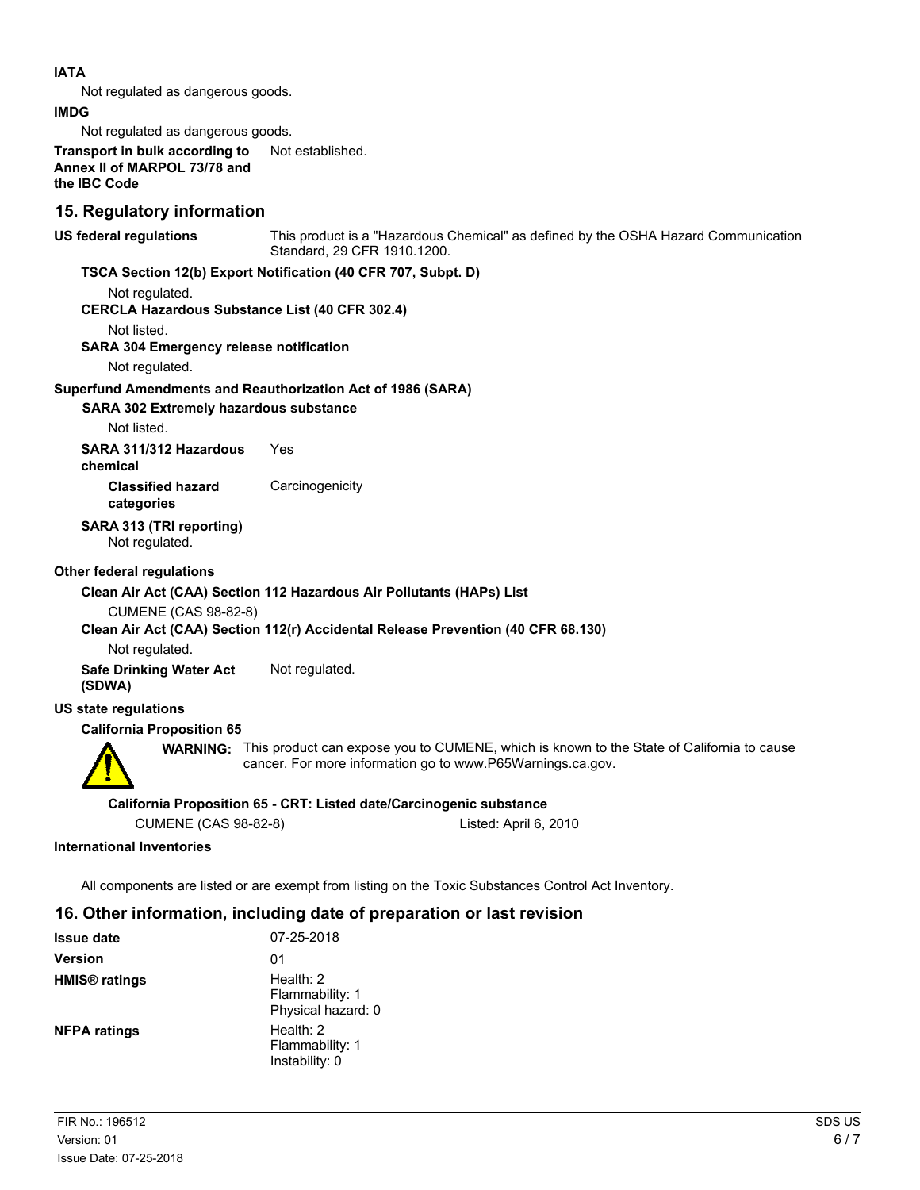**IATA**

Not regulated as dangerous goods.

**IMDG**

Not regulated as dangerous goods.

**Transport in bulk according to Annex II of MARPOL 73/78 and the IBC Code** Not established.

## 15. Regulatory information

**US federal regulations** This product is a "Hazardous Chemical" as defined by the OSHA Hazard Communication Standard, 29 CFR 1910.1200.

**TSCA Section 12(b) Export Notification (40 CFR 707, Subpt. D)**

Not regulated.

**CERCLA Hazardous Substance List (40 CFR 302.4)**

Not listed.

**SARA 304 Emergency release notification**

Not regulated.

**Superfund Amendments and Reauthorization Act of 1986 (SARA)**

**SARA 302 Extremely hazardous substance**

Not listed.

**SARA 311/312 Hazardous chemical** Yes

**Classified hazard categories** Carcinogenicity

**SARA 313 (TRI reporting)**

Not regulated.

**Other federal regulations**

**Clean Air Act (CAA) Section 112 Hazardous Air Pollutants (HAPs) List**

CUMENE (CAS 98-82-8)

**Clean Air Act (CAA) Section 112(r) Accidental Release Prevention (40 CFR 68.130)**

Not regulated.

**Safe Drinking Water Act (SDWA)** Not regulated.

**US state regulations**

**California Proposition 65**

**WARNING:** This product can expose you to CUMENE, which is known to the State of California to cause cancer. For more information go to www.P65Warnings.ca.gov.

**California Proposition 65 - CRT: Listed date/Carcinogenic substance**

CUMENE (CAS 98-82-8) Listed: April 6, 2010

**International Inventories**

All components are listed or are exempt from listing on the Toxic Substances Control Act Inventory.

## 16. Other information, including date of preparation or last revision

**Issue date** 07-25-2018

**Version** 01

**HMIS® ratings** Health: 2
Flammability: 1
Physical hazard: 0

**NFPA ratings** Health: 2
Flammability: 1
Instability: 0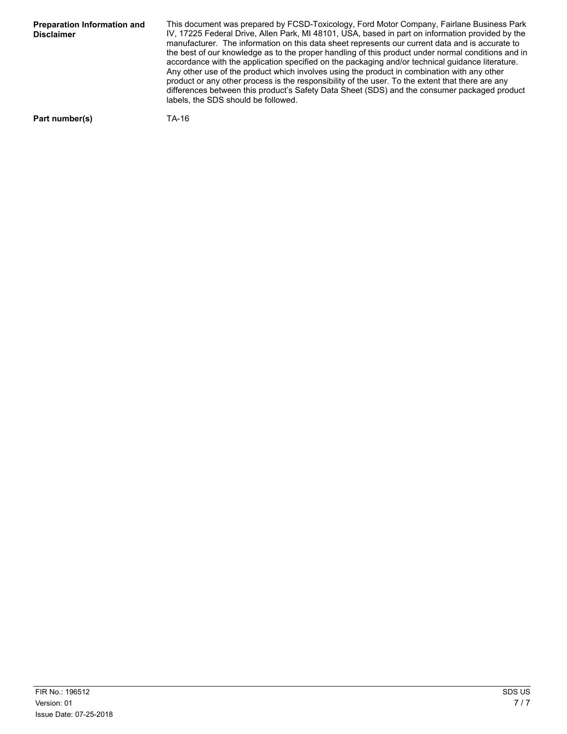**Preparation Information and Disclaimer**

This document was prepared by FCSD-Toxicology, Ford Motor Company, Fairlane Business Park IV, 17225 Federal Drive, Allen Park, MI 48101, USA, based in part on information provided by the manufacturer. The information on this data sheet represents our current data and is accurate to the best of our knowledge as to the proper handling of this product under normal conditions and in accordance with the application specified on the packaging and/or technical guidance literature. Any other use of the product which involves using the product in combination with any other product or any other process is the responsibility of the user. To the extent that there are any differences between this product's Safety Data Sheet (SDS) and the consumer packaged product labels, the SDS should be followed.

**Part number(s)**

TA-16